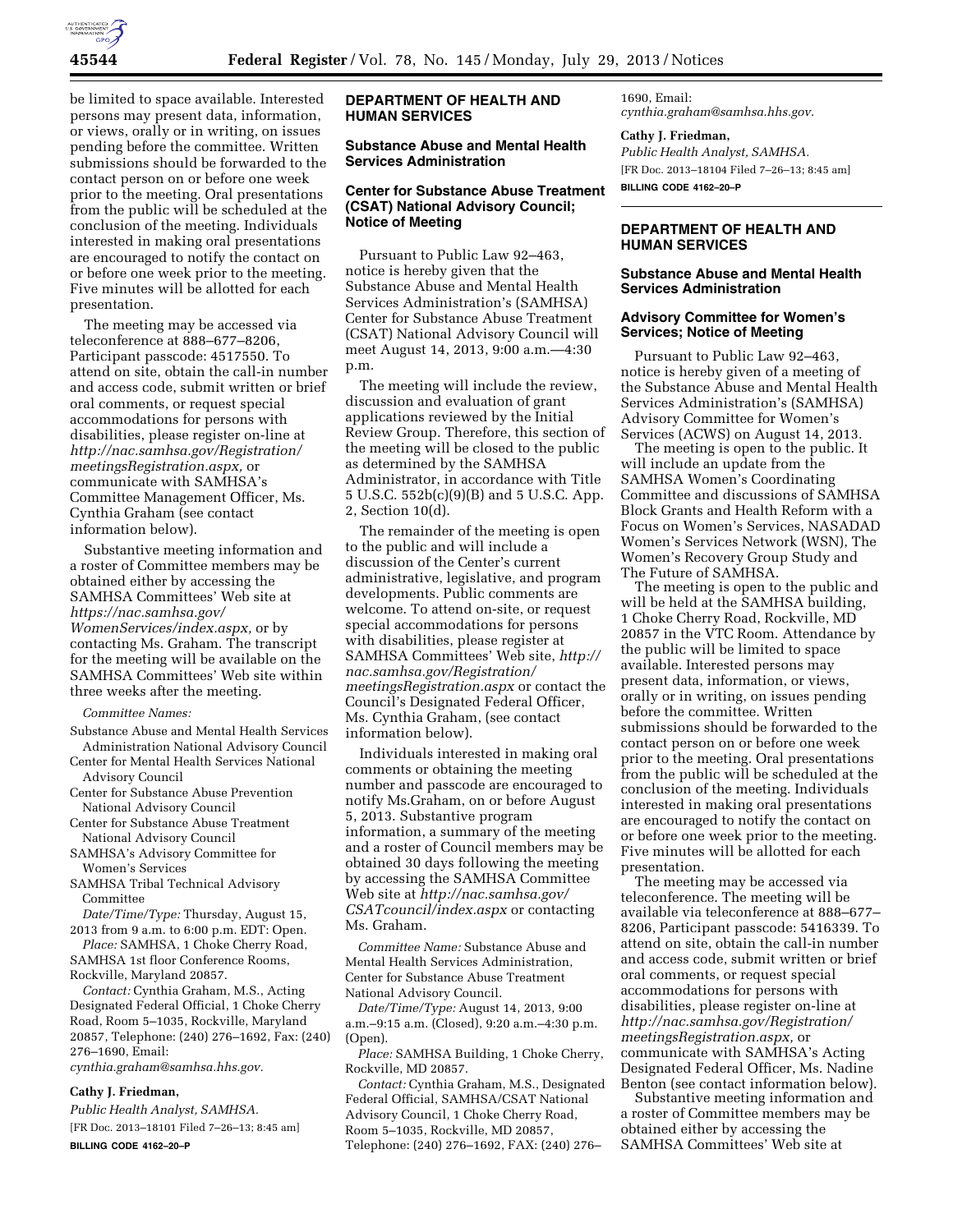be limited to space available. Interested persons may present data, information, or views, orally or in writing, on issues pending before the committee. Written submissions should be forwarded to the contact person on or before one week prior to the meeting. Oral presentations from the public will be scheduled at the conclusion of the meeting. Individuals interested in making oral presentations are encouraged to notify the contact on or before one week prior to the meeting. Five minutes will be allotted for each presentation.

The meeting may be accessed via teleconference at 888–677–8206, Participant passcode: 4517550. To attend on site, obtain the call-in number and access code, submit written or brief oral comments, or request special accommodations for persons with disabilities, please register on-line at *http://nac.samhsa.gov/Registration/meetingsRegistration.aspx,* or communicate with SAMHSA's Committee Management Officer, Ms. Cynthia Graham (see contact information below).

Substantive meeting information and a roster of Committee members may be obtained either by accessing the SAMHSA Committees' Web site at *https://nac.samhsa.gov/WomenServices/index.aspx,* or by contacting Ms. Graham. The transcript for the meeting will be available on the SAMHSA Committees' Web site within three weeks after the meeting.

*Committee Names:*

Substance Abuse and Mental Health Services Administration National Advisory Council
Center for Mental Health Services National Advisory Council
Center for Substance Abuse Prevention National Advisory Council
Center for Substance Abuse Treatment National Advisory Council
SAMHSA's Advisory Committee for Women's Services
SAMHSA Tribal Technical Advisory Committee

*Date/Time/Type:* Thursday, August 15, 2013 from 9 a.m. to 6:00 p.m. EDT: Open.

*Place:* SAMHSA, 1 Choke Cherry Road, SAMHSA 1st floor Conference Rooms, Rockville, Maryland 20857.

*Contact:* Cynthia Graham, M.S., Acting Designated Federal Official, 1 Choke Cherry Road, Room 5–1035, Rockville, Maryland 20857, Telephone: (240) 276–1692, Fax: (240) 276–1690, Email: *cynthia.graham@samhsa.hhs.gov.*

**Cathy J. Friedman,**

*Public Health Analyst, SAMHSA.*

[FR Doc. 2013–18101 Filed 7–26–13; 8:45 am]

**BILLING CODE 4162–20–P**

---

**DEPARTMENT OF HEALTH AND HUMAN SERVICES**

**Substance Abuse and Mental Health Services Administration**

**Center for Substance Abuse Treatment (CSAT) National Advisory Council; Notice of Meeting**

Pursuant to Public Law 92–463, notice is hereby given that the Substance Abuse and Mental Health Services Administration's (SAMHSA) Center for Substance Abuse Treatment (CSAT) National Advisory Council will meet August 14, 2013, 9:00 a.m.—4:30 p.m.

The meeting will include the review, discussion and evaluation of grant applications reviewed by the Initial Review Group. Therefore, this section of the meeting will be closed to the public as determined by the SAMHSA Administrator, in accordance with Title 5 U.S.C. 552b(c)(9)(B) and 5 U.S.C. App. 2, Section 10(d).

The remainder of the meeting is open to the public and will include a discussion of the Center's current administrative, legislative, and program developments. Public comments are welcome. To attend on-site, or request special accommodations for persons with disabilities, please register at SAMHSA Committees' Web site, *http://nac.samhsa.gov/Registration/meetingsRegistration.aspx* or contact the Council's Designated Federal Officer, Ms. Cynthia Graham, (see contact information below).

Individuals interested in making oral comments or obtaining the meeting number and passcode are encouraged to notify Ms.Graham, on or before August 5, 2013. Substantive program information, a summary of the meeting and a roster of Council members may be obtained 30 days following the meeting by accessing the SAMHSA Committee Web site at *http://nac.samhsa.gov/CSATcouncil/index.aspx* or contacting Ms. Graham.

*Committee Name:* Substance Abuse and Mental Health Services Administration, Center for Substance Abuse Treatment National Advisory Council.

*Date/Time/Type:* August 14, 2013, 9:00 a.m.–9:15 a.m. (Closed), 9:20 a.m.–4:30 p.m. (Open).

*Place:* SAMHSA Building, 1 Choke Cherry, Rockville, MD 20857.

*Contact:* Cynthia Graham, M.S., Designated Federal Official, SAMHSA/CSAT National Advisory Council, 1 Choke Cherry Road, Room 5–1035, Rockville, MD 20857, Telephone: (240) 276–1692, FAX: (240) 276–1690, Email: *cynthia.graham@samhsa.hhs.gov.*

**Cathy J. Friedman,**

*Public Health Analyst, SAMHSA.*

[FR Doc. 2013–18104 Filed 7–26–13; 8:45 am]

**BILLING CODE 4162–20–P**

---

**DEPARTMENT OF HEALTH AND HUMAN SERVICES**

**Substance Abuse and Mental Health Services Administration**

**Advisory Committee for Women's Services; Notice of Meeting**

Pursuant to Public Law 92–463, notice is hereby given of a meeting of the Substance Abuse and Mental Health Services Administration's (SAMHSA) Advisory Committee for Women's Services (ACWS) on August 14, 2013.

The meeting is open to the public. It will include an update from the SAMHSA Women's Coordinating Committee and discussions of SAMHSA Block Grants and Health Reform with a Focus on Women's Services, NASADAD Women's Services Network (WSN), The Women's Recovery Group Study and The Future of SAMHSA.

The meeting is open to the public and will be held at the SAMHSA building, 1 Choke Cherry Road, Rockville, MD 20857 in the VTC Room. Attendance by the public will be limited to space available. Interested persons may present data, information, or views, orally or in writing, on issues pending before the committee. Written submissions should be forwarded to the contact person on or before one week prior to the meeting. Oral presentations from the public will be scheduled at the conclusion of the meeting. Individuals interested in making oral presentations are encouraged to notify the contact on or before one week prior to the meeting. Five minutes will be allotted for each presentation.

The meeting may be accessed via teleconference. The meeting will be available via teleconference at 888–677–8206, Participant passcode: 5416339. To attend on site, obtain the call-in number and access code, submit written or brief oral comments, or request special accommodations for persons with disabilities, please register on-line at *http://nac.samhsa.gov/Registration/meetingsRegistration.aspx,* or communicate with SAMHSA's Acting Designated Federal Officer, Ms. Nadine Benton (see contact information below).

Substantive meeting information and a roster of Committee members may be obtained either by accessing the SAMHSA Committees' Web site at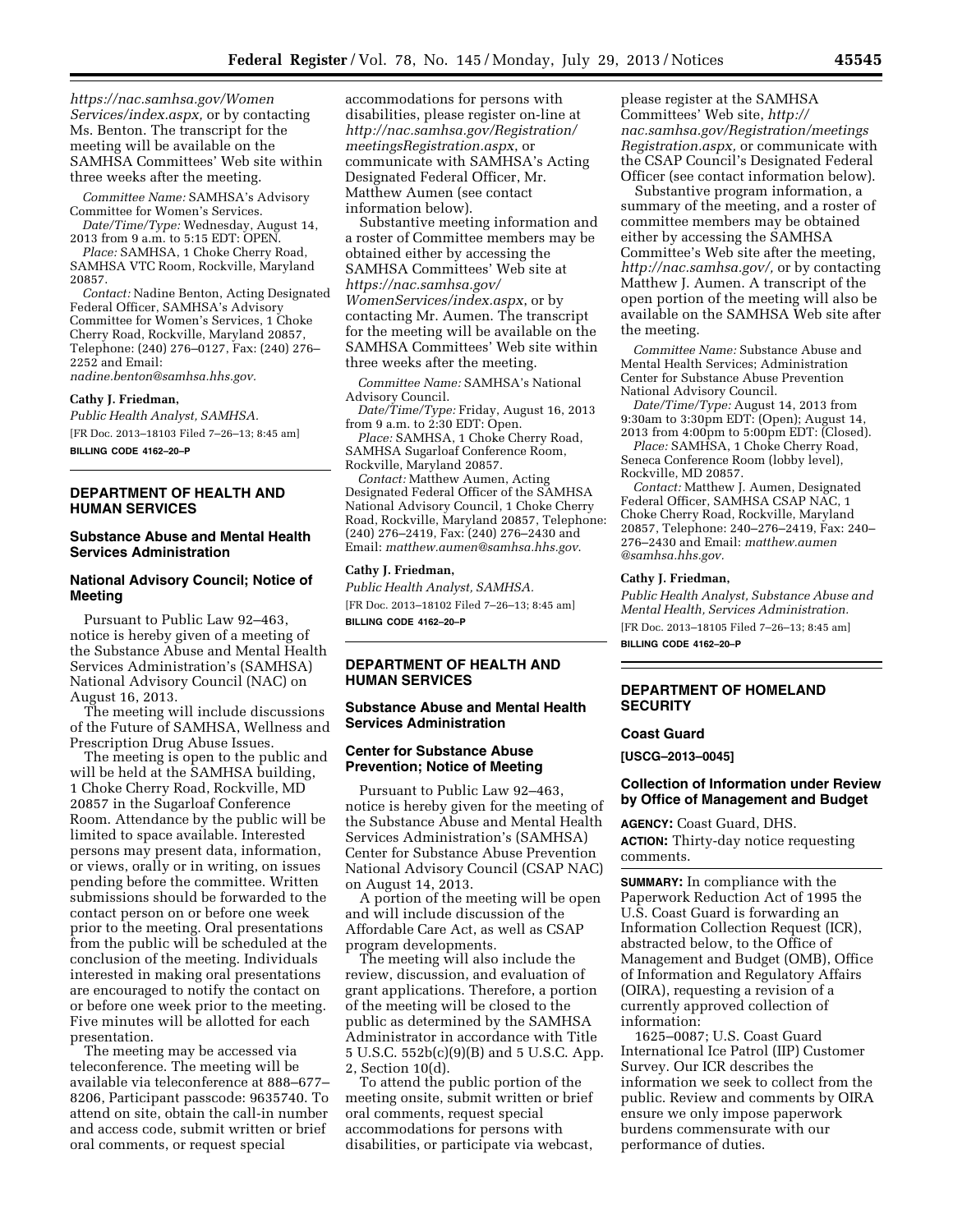*https://nac.samhsa.gov/WomenServices/index.aspx,* or by contacting Ms. Benton. The transcript for the meeting will be available on the SAMHSA Committees' Web site within three weeks after the meeting.

*Committee Name:* SAMHSA's Advisory Committee for Women's Services.

*Date/Time/Type:* Wednesday, August 14, 2013 from 9 a.m. to 5:15 EDT: OPEN.

*Place:* SAMHSA, 1 Choke Cherry Road, SAMHSA VTC Room, Rockville, Maryland 20857.

*Contact:* Nadine Benton, Acting Designated Federal Officer, SAMHSA's Advisory Committee for Women's Services, 1 Choke Cherry Road, Rockville, Maryland 20857, Telephone: (240) 276–0127, Fax: (240) 276–2252 and Email: *nadine.benton@samhsa.hhs.gov.*

**Cathy J. Friedman,**

*Public Health Analyst, SAMHSA.*

[FR Doc. 2013–18103 Filed 7–26–13; 8:45 am]

**BILLING CODE 4162–20–P**

## DEPARTMENT OF HEALTH AND HUMAN SERVICES

### Substance Abuse and Mental Health Services Administration

### National Advisory Council; Notice of Meeting

Pursuant to Public Law 92–463, notice is hereby given of a meeting of the Substance Abuse and Mental Health Services Administration's (SAMHSA) National Advisory Council (NAC) on August 16, 2013.

The meeting will include discussions of the Future of SAMHSA, Wellness and Prescription Drug Abuse Issues.

The meeting is open to the public and will be held at the SAMHSA building, 1 Choke Cherry Road, Rockville, MD 20857 in the Sugarloaf Conference Room. Attendance by the public will be limited to space available. Interested persons may present data, information, or views, orally or in writing, on issues pending before the committee. Written submissions should be forwarded to the contact person on or before one week prior to the meeting. Oral presentations from the public will be scheduled at the conclusion of the meeting. Individuals interested in making oral presentations are encouraged to notify the contact on or before one week prior to the meeting. Five minutes will be allotted for each presentation.

The meeting may be accessed via teleconference. The meeting will be available via teleconference at 888–677–8206, Participant passcode: 9635740. To attend on site, obtain the call-in number and access code, submit written or brief oral comments, or request special accommodations for persons with disabilities, please register on-line at *http://nac.samhsa.gov/Registration/meetingsRegistration.aspx,* or communicate with SAMHSA's Acting Designated Federal Officer, Mr. Matthew Aumen (see contact information below).

Substantive meeting information and a roster of Committee members may be obtained either by accessing the SAMHSA Committees' Web site at *https://nac.samhsa.gov/WomenServices/index.aspx*, or by contacting Mr. Aumen. The transcript for the meeting will be available on the SAMHSA Committees' Web site within three weeks after the meeting.

*Committee Name:* SAMHSA's National Advisory Council.

*Date/Time/Type:* Friday, August 16, 2013 from 9 a.m. to 2:30 EDT: Open.

*Place:* SAMHSA, 1 Choke Cherry Road, SAMHSA Sugarloaf Conference Room, Rockville, Maryland 20857.

*Contact:* Matthew Aumen, Acting Designated Federal Officer of the SAMHSA National Advisory Council, 1 Choke Cherry Road, Rockville, Maryland 20857, Telephone: (240) 276–2419, Fax: (240) 276–2430 and Email: *matthew.aumen@samhsa.hhs.gov*.

**Cathy J. Friedman,**

*Public Health Analyst, SAMHSA.*

[FR Doc. 2013–18102 Filed 7–26–13; 8:45 am]

**BILLING CODE 4162–20–P**

## DEPARTMENT OF HEALTH AND HUMAN SERVICES

### Substance Abuse and Mental Health Services Administration

### Center for Substance Abuse Prevention; Notice of Meeting

Pursuant to Public Law 92–463, notice is hereby given for the meeting of the Substance Abuse and Mental Health Services Administration's (SAMHSA) Center for Substance Abuse Prevention National Advisory Council (CSAP NAC) on August 14, 2013.

A portion of the meeting will be open and will include discussion of the Affordable Care Act, as well as CSAP program developments.

The meeting will also include the review, discussion, and evaluation of grant applications. Therefore, a portion of the meeting will be closed to the public as determined by the SAMHSA Administrator in accordance with Title 5 U.S.C. 552b(c)(9)(B) and 5 U.S.C. App. 2, Section 10(d).

To attend the public portion of the meeting onsite, submit written or brief oral comments, request special accommodations for persons with disabilities, or participate via webcast, please register at the SAMHSA Committees' Web site, *http://nac.samhsa.gov/Registration/meetingsRegistration.aspx,* or communicate with the CSAP Council's Designated Federal Officer (see contact information below).

Substantive program information, a summary of the meeting, and a roster of committee members may be obtained either by accessing the SAMHSA Committee's Web site after the meeting, *http://nac.samhsa.gov/,* or by contacting Matthew J. Aumen. A transcript of the open portion of the meeting will also be available on the SAMHSA Web site after the meeting.

*Committee Name:* Substance Abuse and Mental Health Services; Administration Center for Substance Abuse Prevention National Advisory Council.

*Date/Time/Type:* August 14, 2013 from 9:30am to 3:30pm EDT: (Open); August 14, 2013 from 4:00pm to 5:00pm EDT: (Closed).

*Place:* SAMHSA, 1 Choke Cherry Road, Seneca Conference Room (lobby level), Rockville, MD 20857.

*Contact:* Matthew J. Aumen, Designated Federal Officer, SAMHSA CSAP NAC, 1 Choke Cherry Road, Rockville, Maryland 20857, Telephone: 240–276–2419, Fax: 240–276–2430 and Email: *matthew.aumen@samhsa.hhs.gov.*

**Cathy J. Friedman,**

*Public Health Analyst, Substance Abuse and Mental Health, Services Administration.*

[FR Doc. 2013–18105 Filed 7–26–13; 8:45 am]

**BILLING CODE 4162–20–P**

## DEPARTMENT OF HOMELAND SECURITY

### Coast Guard

**[USCG–2013–0045]**

### Collection of Information under Review by Office of Management and Budget

**AGENCY:** Coast Guard, DHS.

**ACTION:** Thirty-day notice requesting comments.

**SUMMARY:** In compliance with the Paperwork Reduction Act of 1995 the U.S. Coast Guard is forwarding an Information Collection Request (ICR), abstracted below, to the Office of Management and Budget (OMB), Office of Information and Regulatory Affairs (OIRA), requesting a revision of a currently approved collection of information:

1625–0087; U.S. Coast Guard International Ice Patrol (IIP) Customer Survey. Our ICR describes the information we seek to collect from the public. Review and comments by OIRA ensure we only impose paperwork burdens commensurate with our performance of duties.